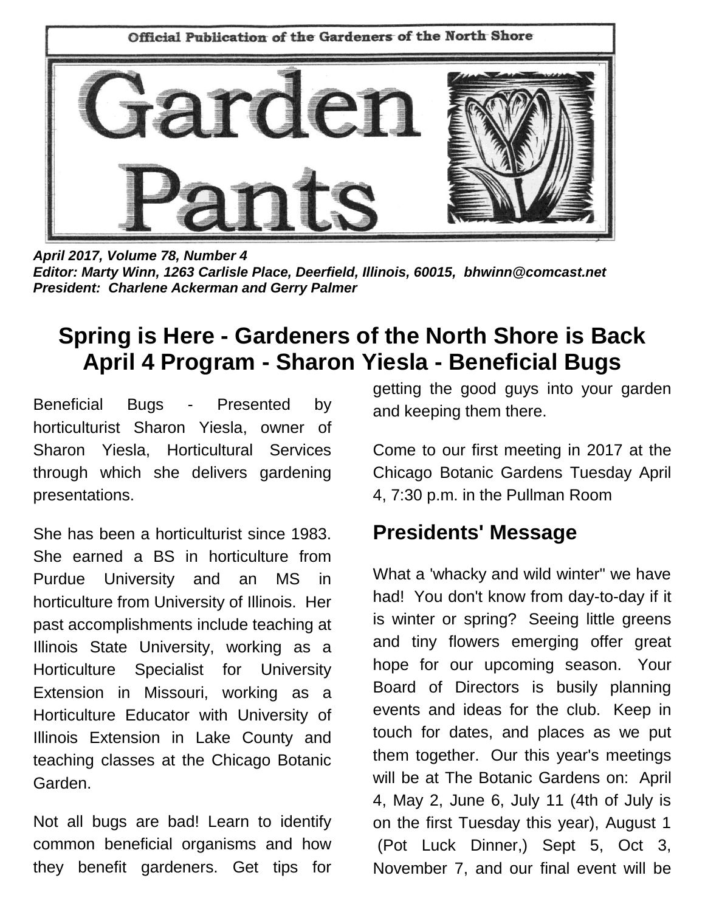Official Publication of the Gardeners of the North Shore

# Garden Pants

***April 2017, Volume 78, Number 4***
***Editor: Marty Winn, 1263 Carlisle Place, Deerfield, Illinois, 60015, bhwinn@comcast.net***
***President: Charlene Ackerman and Gerry Palmer***

## Spring is Here - Gardeners of the North Shore is Back
## April 4 Program - Sharon Yiesla - Beneficial Bugs

Beneficial Bugs - Presented by horticulturist Sharon Yiesla, owner of Sharon Yiesla, Horticultural Services through which she delivers gardening presentations.

She has been a horticulturist since 1983. She earned a BS in horticulture from Purdue University and an MS in horticulture from University of Illinois. Her past accomplishments include teaching at Illinois State University, working as a Horticulture Specialist for University Extension in Missouri, working as a Horticulture Educator with University of Illinois Extension in Lake County and teaching classes at the Chicago Botanic Garden.

Not all bugs are bad! Learn to identify common beneficial organisms and how they benefit gardeners. Get tips for getting the good guys into your garden and keeping them there.

Come to our first meeting in 2017 at the Chicago Botanic Gardens Tuesday April 4, 7:30 p.m. in the Pullman Room

## Presidents' Message

What a 'whacky and wild winter" we have had! You don't know from day-to-day if it is winter or spring? Seeing little greens and tiny flowers emerging offer great hope for our upcoming season. Your Board of Directors is busily planning events and ideas for the club. Keep in touch for dates, and places as we put them together. Our this year's meetings will be at The Botanic Gardens on: April 4, May 2, June 6, July 11 (4th of July is on the first Tuesday this year), August 1 (Pot Luck Dinner,) Sept 5, Oct 3, November 7, and our final event will be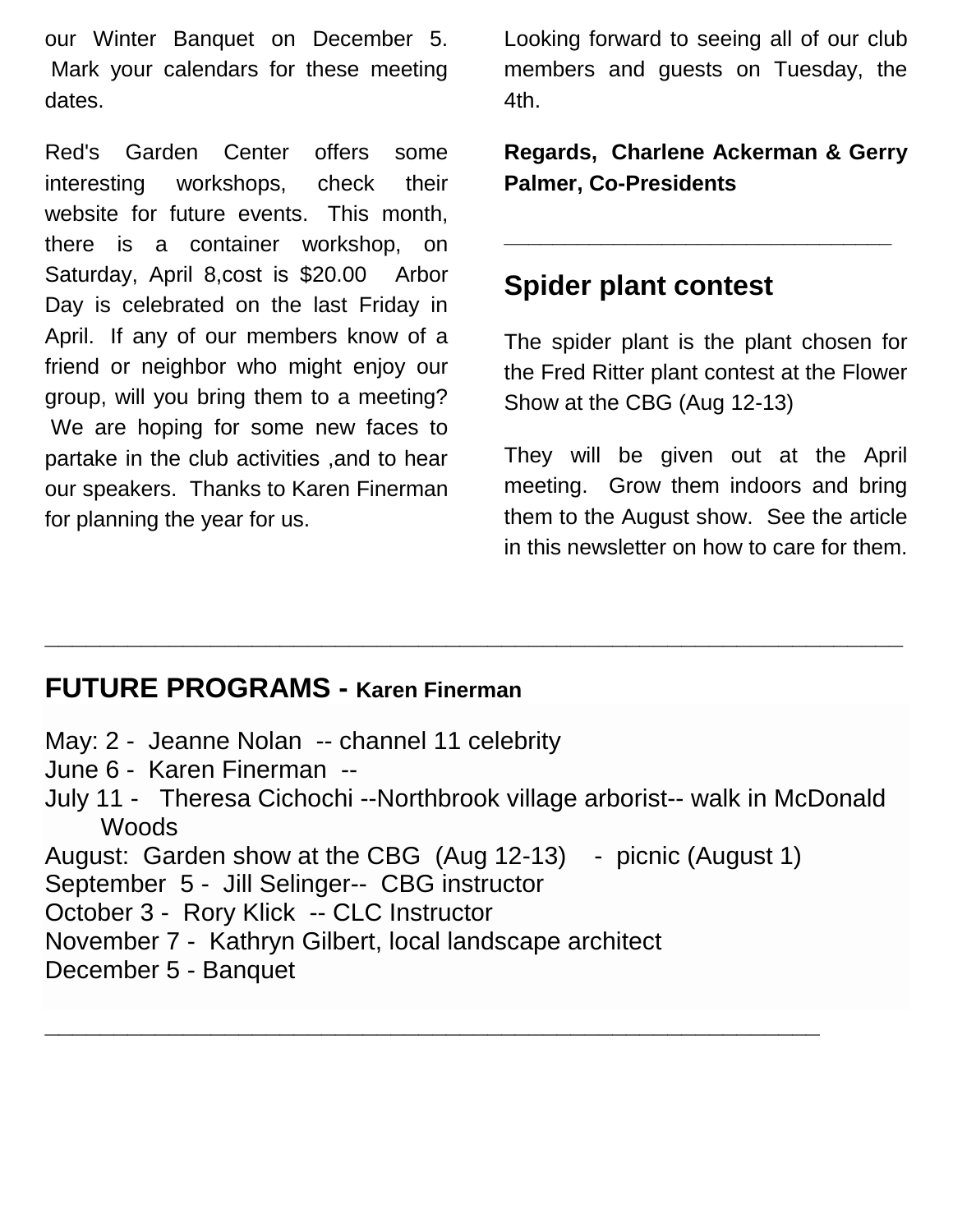our Winter Banquet on December 5. Mark your calendars for these meeting dates.

Red's Garden Center offers some interesting workshops, check their website for future events. This month, there is a container workshop, on Saturday, April 8,cost is $20.00 Arbor Day is celebrated on the last Friday in April. If any of our members know of a friend or neighbor who might enjoy our group, will you bring them to a meeting? We are hoping for some new faces to partake in the club activities ,and to hear our speakers. Thanks to Karen Finerman for planning the year for us.

Looking forward to seeing all of our club members and guests on Tuesday, the 4th.

**Regards, Charlene Ackerman & Gerry Palmer, Co-Presidents**

---

## Spider plant contest

The spider plant is the plant chosen for the Fred Ritter plant contest at the Flower Show at the CBG (Aug 12-13)

They will be given out at the April meeting. Grow them indoors and bring them to the August show. See the article in this newsletter on how to care for them.

---

## FUTURE PROGRAMS - Karen Finerman

May: 2 - Jeanne Nolan -- channel 11 celebrity
June 6 - Karen Finerman --
July 11 - Theresa Cichochi --Northbrook village arborist-- walk in McDonald Woods
August: Garden show at the CBG (Aug 12-13) - picnic (August 1)
September 5 - Jill Selinger-- CBG instructor
October 3 - Rory Klick -- CLC Instructor
November 7 - Kathryn Gilbert, local landscape architect
December 5 - Banquet

---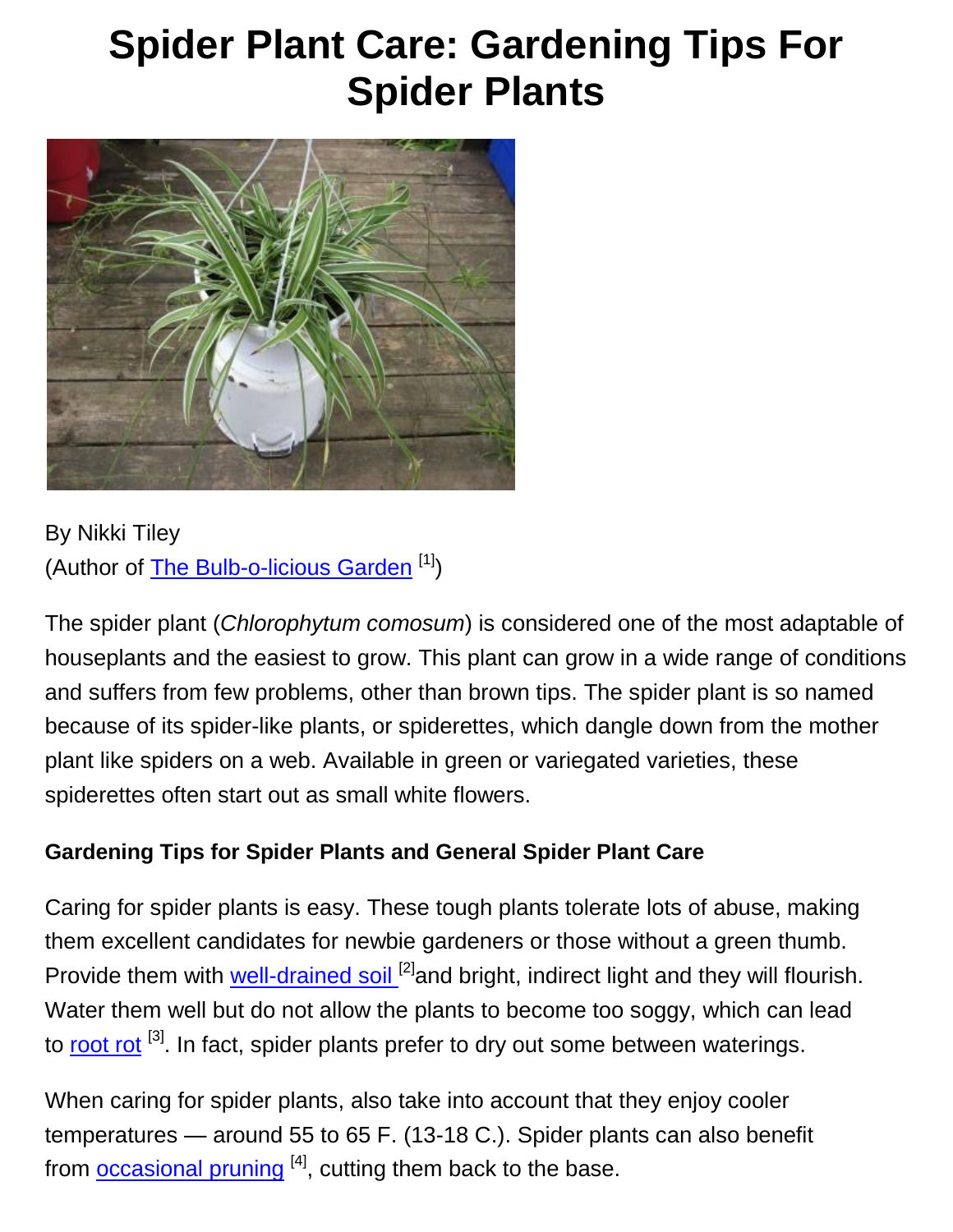# Spider Plant Care: Gardening Tips For Spider Plants

By Nikki Tiley
(Author of The Bulb-o-licious Garden [1])

The spider plant (*Chlorophytum comosum*) is considered one of the most adaptable of houseplants and the easiest to grow. This plant can grow in a wide range of conditions and suffers from few problems, other than brown tips. The spider plant is so named because of its spider-like plants, or spiderettes, which dangle down from the mother plant like spiders on a web. Available in green or variegated varieties, these spiderettes often start out as small white flowers.

**Gardening Tips for Spider Plants and General Spider Plant Care**

Caring for spider plants is easy. These tough plants tolerate lots of abuse, making them excellent candidates for newbie gardeners or those without a green thumb. Provide them with well-drained soil [2] and bright, indirect light and they will flourish. Water them well but do not allow the plants to become too soggy, which can lead to root rot [3]. In fact, spider plants prefer to dry out some between waterings.

When caring for spider plants, also take into account that they enjoy cooler temperatures — around 55 to 65 F. (13-18 C.). Spider plants can also benefit from occasional pruning [4], cutting them back to the base.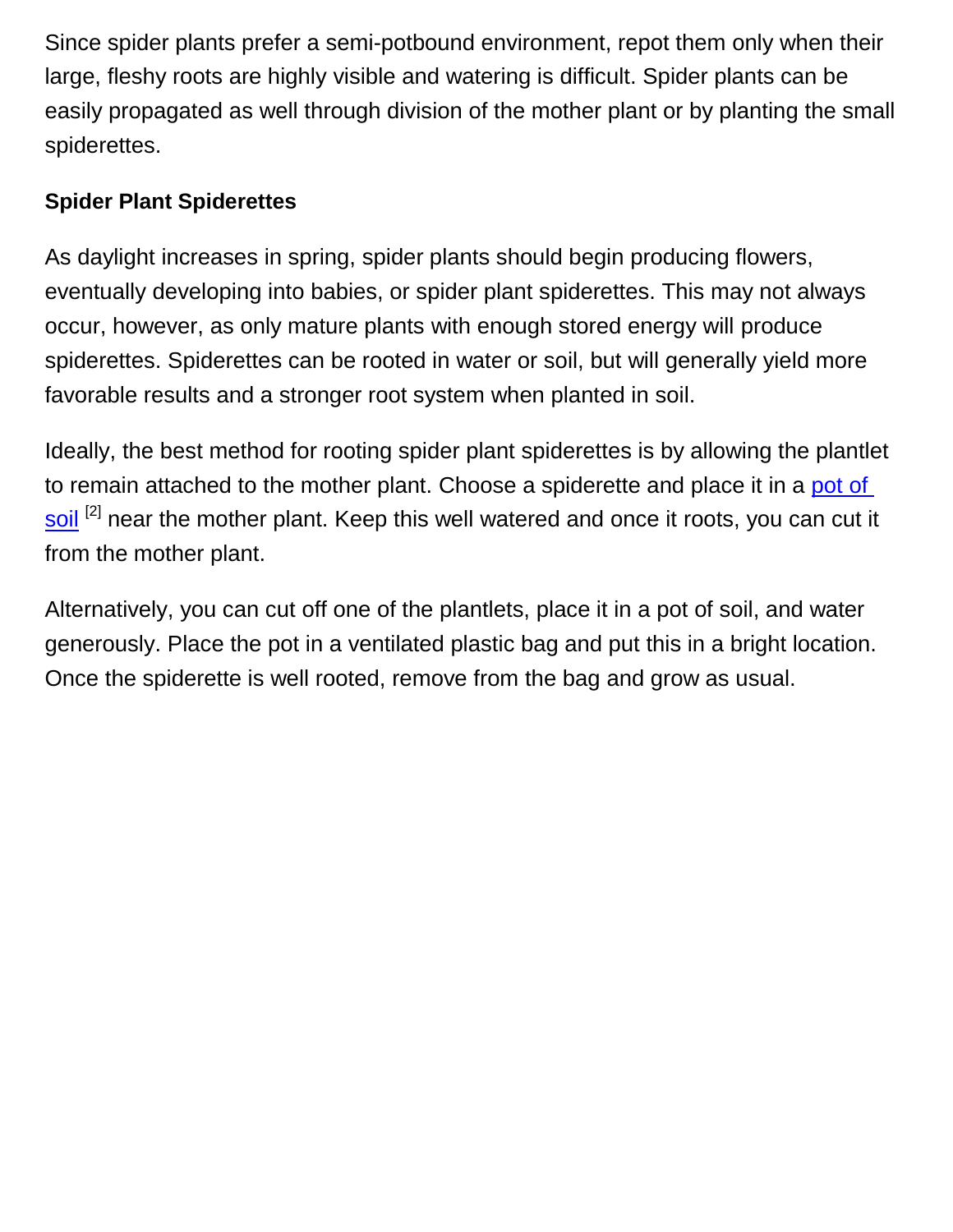Since spider plants prefer a semi-potbound environment, repot them only when their large, fleshy roots are highly visible and watering is difficult. Spider plants can be easily propagated as well through division of the mother plant or by planting the small spiderettes.

**Spider Plant Spiderettes**

As daylight increases in spring, spider plants should begin producing flowers, eventually developing into babies, or spider plant spiderettes. This may not always occur, however, as only mature plants with enough stored energy will produce spiderettes. Spiderettes can be rooted in water or soil, but will generally yield more favorable results and a stronger root system when planted in soil.

Ideally, the best method for rooting spider plant spiderettes is by allowing the plantlet to remain attached to the mother plant. Choose a spiderette and place it in a pot of soil [2] near the mother plant. Keep this well watered and once it roots, you can cut it from the mother plant.

Alternatively, you can cut off one of the plantlets, place it in a pot of soil, and water generously. Place the pot in a ventilated plastic bag and put this in a bright location. Once the spiderette is well rooted, remove from the bag and grow as usual.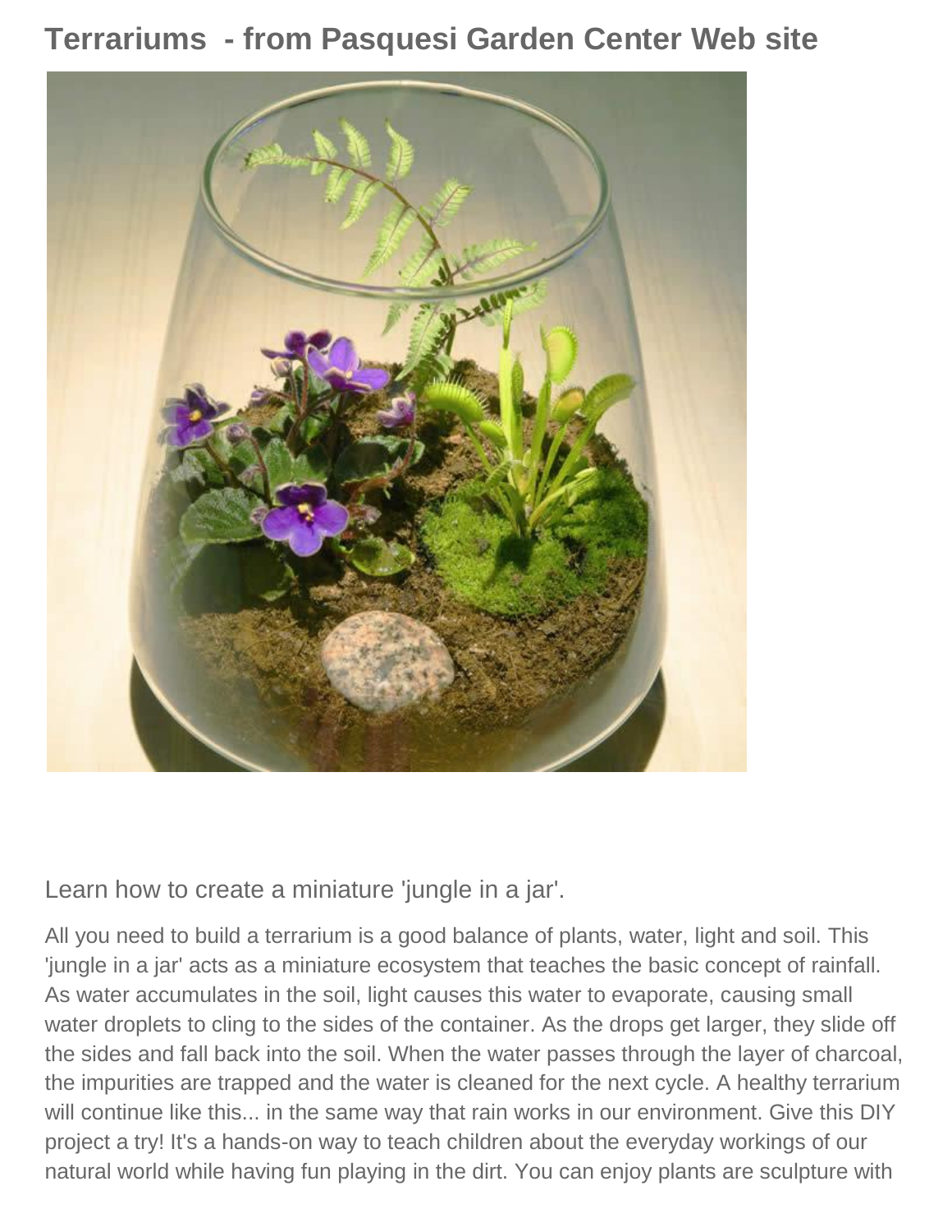# Terrariums - from Pasquesi Garden Center Web site

Learn how to create a miniature 'jungle in a jar'.

All you need to build a terrarium is a good balance of plants, water, light and soil. This 'jungle in a jar' acts as a miniature ecosystem that teaches the basic concept of rainfall. As water accumulates in the soil, light causes this water to evaporate, causing small water droplets to cling to the sides of the container. As the drops get larger, they slide off the sides and fall back into the soil. When the water passes through the layer of charcoal, the impurities are trapped and the water is cleaned for the next cycle. A healthy terrarium will continue like this... in the same way that rain works in our environment. Give this DIY project a try! It's a hands-on way to teach children about the everyday workings of our natural world while having fun playing in the dirt. You can enjoy plants are sculpture with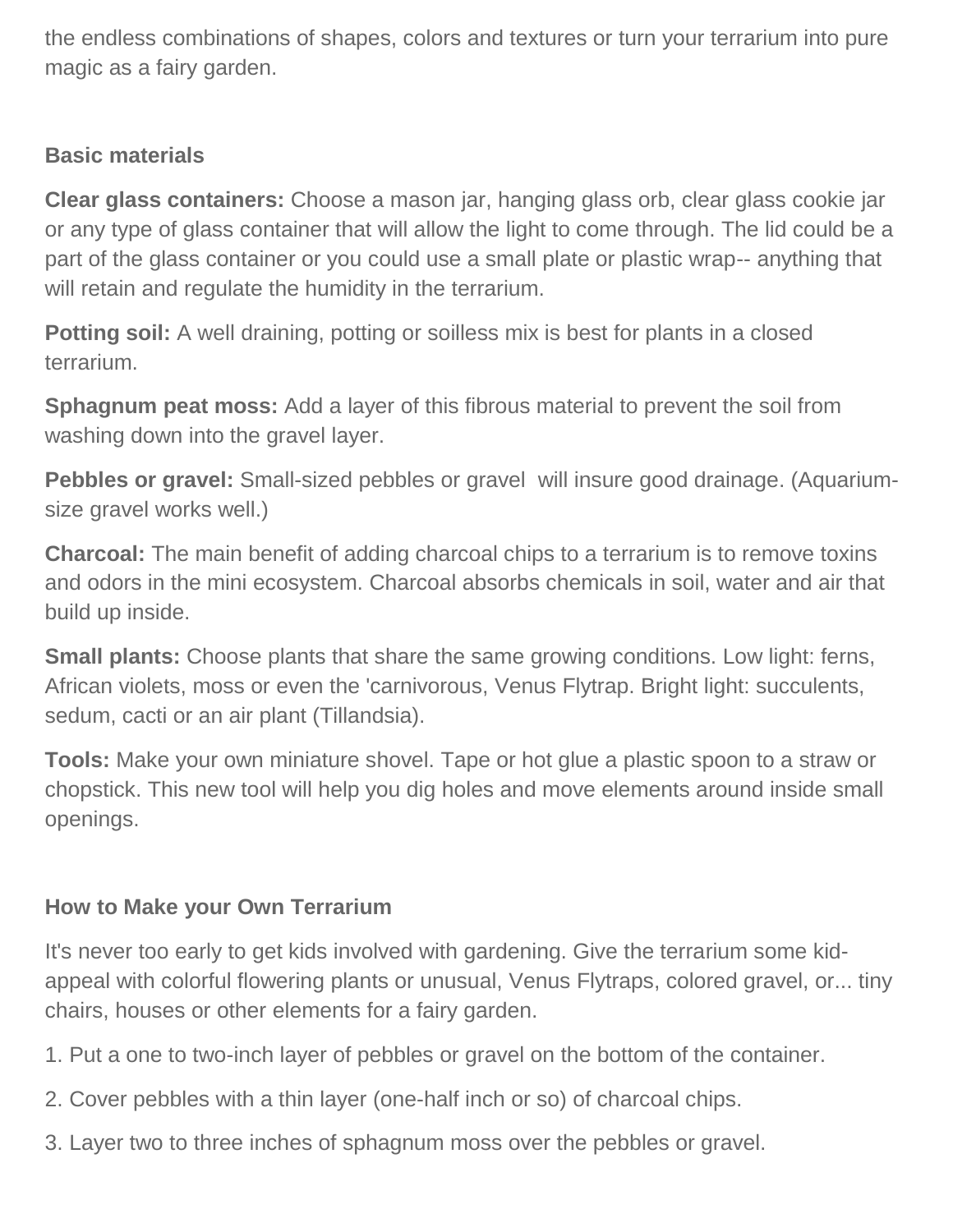the endless combinations of shapes, colors and textures or turn your terrarium into pure magic as a fairy garden.

**Basic materials**

**Clear glass containers:** Choose a mason jar, hanging glass orb, clear glass cookie jar or any type of glass container that will allow the light to come through. The lid could be a part of the glass container or you could use a small plate or plastic wrap-- anything that will retain and regulate the humidity in the terrarium.

**Potting soil:** A well draining, potting or soilless mix is best for plants in a closed terrarium.

**Sphagnum peat moss:** Add a layer of this fibrous material to prevent the soil from washing down into the gravel layer.

**Pebbles or gravel:** Small-sized pebbles or gravel  will insure good drainage. (Aquarium-size gravel works well.)

**Charcoal:** The main benefit of adding charcoal chips to a terrarium is to remove toxins and odors in the mini ecosystem. Charcoal absorbs chemicals in soil, water and air that build up inside.

**Small plants:** Choose plants that share the same growing conditions. Low light: ferns, African violets, moss or even the 'carnivorous, Venus Flytrap. Bright light: succulents, sedum, cacti or an air plant (Tillandsia).

**Tools:** Make your own miniature shovel. Tape or hot glue a plastic spoon to a straw or chopstick. This new tool will help you dig holes and move elements around inside small openings.

**How to Make your Own Terrarium**

It's never too early to get kids involved with gardening. Give the terrarium some kid-appeal with colorful flowering plants or unusual, Venus Flytraps, colored gravel, or... tiny chairs, houses or other elements for a fairy garden.

1. Put a one to two-inch layer of pebbles or gravel on the bottom of the container.

2. Cover pebbles with a thin layer (one-half inch or so) of charcoal chips.

3. Layer two to three inches of sphagnum moss over the pebbles or gravel.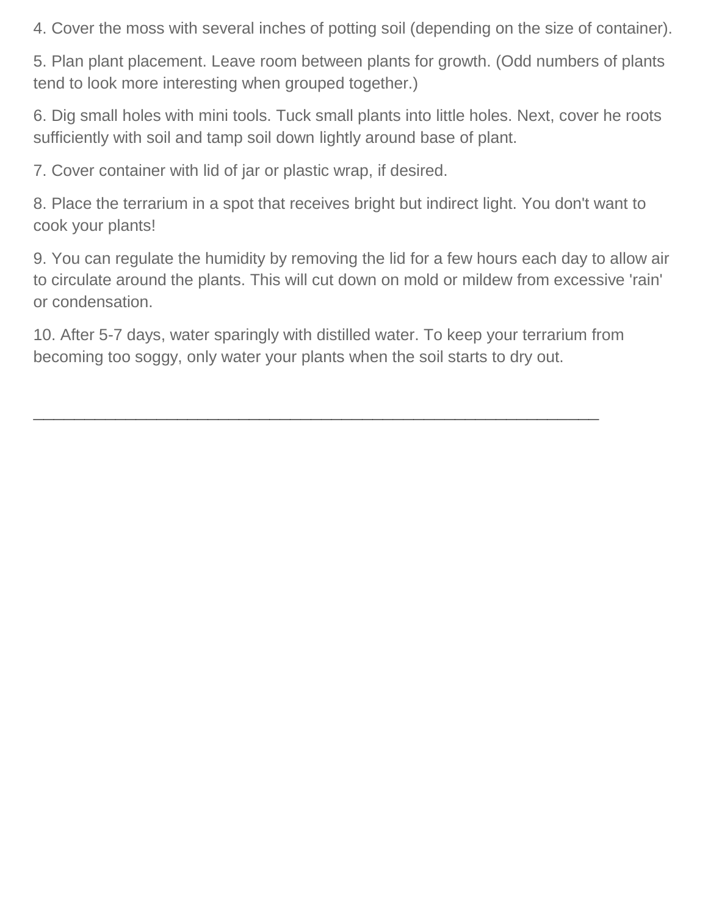4. Cover the moss with several inches of potting soil (depending on the size of container).

5. Plan plant placement. Leave room between plants for growth. (Odd numbers of plants tend to look more interesting when grouped together.)

6. Dig small holes with mini tools. Tuck small plants into little holes. Next, cover he roots sufficiently with soil and tamp soil down lightly around base of plant.

7. Cover container with lid of jar or plastic wrap, if desired.

8. Place the terrarium in a spot that receives bright but indirect light. You don't want to cook your plants!

9. You can regulate the humidity by removing the lid for a few hours each day to allow air to circulate around the plants. This will cut down on mold or mildew from excessive 'rain' or condensation.

10. After 5-7 days, water sparingly with distilled water. To keep your terrarium from becoming too soggy, only water your plants when the soil starts to dry out.

___________________________________________________________